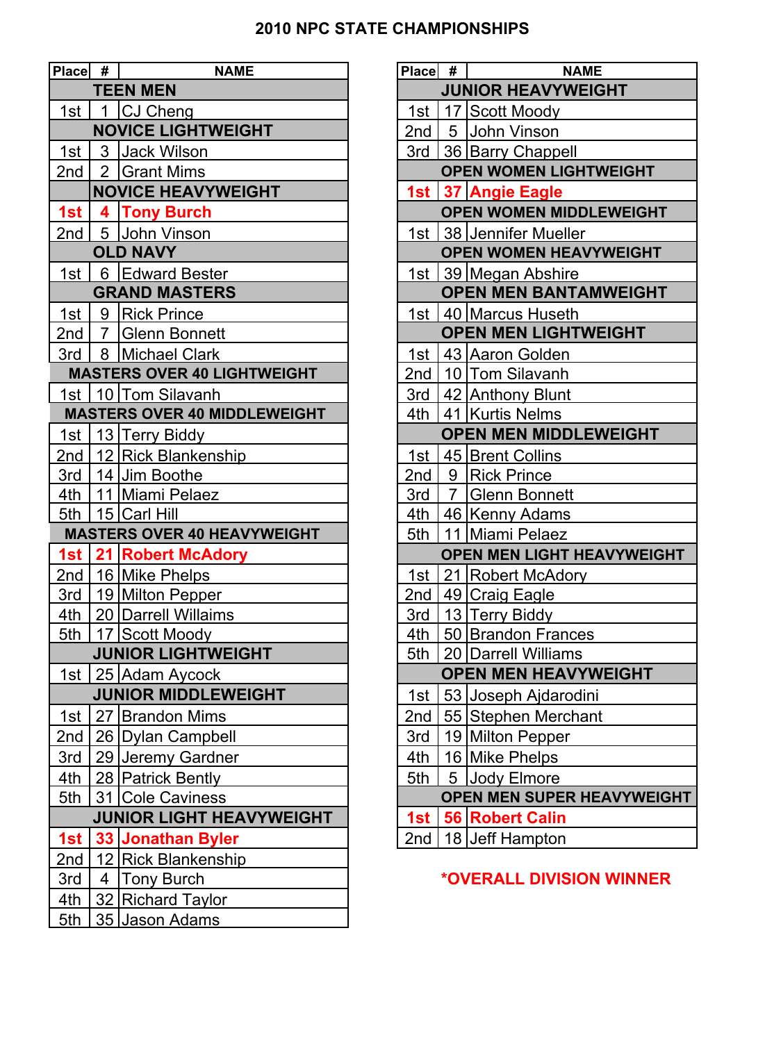# 2010 NPC STATE CHAMPIONSHIPS

| Place | # | NAME |
|---|---|---|
| **TEEN MEN** | | |
| 1st | 1 | CJ Cheng |
| **NOVICE LIGHTWEIGHT** | | |
| 1st | 3 | Jack Wilson |
| 2nd | 2 | Grant Mims |
| **NOVICE HEAVYWEIGHT** | | |
| **1st** | **4** | **Tony Burch** |
| 2nd | 5 | John Vinson |
| **OLD NAVY** | | |
| 1st | 6 | Edward Bester |
| **GRAND MASTERS** | | |
| 1st | 9 | Rick Prince |
| 2nd | 7 | Glenn Bonnett |
| 3rd | 8 | Michael Clark |
| **MASTERS OVER 40 LIGHTWEIGHT** | | |
| 1st | 10 | Tom Silavanh |
| **MASTERS OVER 40 MIDDLEWEIGHT** | | |
| 1st | 13 | Terry Biddy |
| 2nd | 12 | Rick Blankenship |
| 3rd | 14 | Jim Boothe |
| 4th | 11 | Miami Pelaez |
| 5th | 15 | Carl Hill |
| **MASTERS OVER 40 HEAVYWEIGHT** | | |
| **1st** | **21** | **Robert McAdory** |
| 2nd | 16 | Mike Phelps |
| 3rd | 19 | Milton Pepper |
| 4th | 20 | Darrell Willaims |
| 5th | 17 | Scott Moody |
| **JUNIOR LIGHTWEIGHT** | | |
| 1st | 25 | Adam Aycock |
| **JUNIOR MIDDLEWEIGHT** | | |
| 1st | 27 | Brandon Mims |
| 2nd | 26 | Dylan Campbell |
| 3rd | 29 | Jeremy Gardner |
| 4th | 28 | Patrick Bently |
| 5th | 31 | Cole Caviness |
| **JUNIOR LIGHT HEAVYWEIGHT** | | |
| **1st** | **33** | **Jonathan Byler** |
| 2nd | 12 | Rick Blankenship |
| 3rd | 4 | Tony Burch |
| 4th | 32 | Richard Taylor |
| 5th | 35 | Jason Adams |

| Place | # | NAME |
|---|---|---|
| **JUNIOR HEAVYWEIGHT** | | |
| 1st | 17 | Scott Moody |
| 2nd | 5 | John Vinson |
| 3rd | 36 | Barry Chappell |
| **OPEN WOMEN LIGHTWEIGHT** | | |
| **1st** | **37** | **Angie Eagle** |
| **OPEN WOMEN MIDDLEWEIGHT** | | |
| 1st | 38 | Jennifer Mueller |
| **OPEN WOMEN HEAVYWEIGHT** | | |
| 1st | 39 | Megan Abshire |
| **OPEN MEN BANTAMWEIGHT** | | |
| 1st | 40 | Marcus Huseth |
| **OPEN MEN LIGHTWEIGHT** | | |
| 1st | 43 | Aaron Golden |
| 2nd | 10 | Tom Silavanh |
| 3rd | 42 | Anthony Blunt |
| 4th | 41 | Kurtis Nelms |
| **OPEN MEN MIDDLEWEIGHT** | | |
| 1st | 45 | Brent Collins |
| 2nd | 9 | Rick Prince |
| 3rd | 7 | Glenn Bonnett |
| 4th | 46 | Kenny Adams |
| 5th | 11 | Miami Pelaez |
| **OPEN MEN LIGHT HEAVYWEIGHT** | | |
| 1st | 21 | Robert McAdory |
| 2nd | 49 | Craig Eagle |
| 3rd | 13 | Terry Biddy |
| 4th | 50 | Brandon Frances |
| 5th | 20 | Darrell Williams |
| **OPEN MEN HEAVYWEIGHT** | | |
| 1st | 53 | Joseph Ajdarodini |
| 2nd | 55 | Stephen Merchant |
| 3rd | 19 | Milton Pepper |
| 4th | 16 | Mike Phelps |
| 5th | 5 | Jody Elmore |
| **OPEN MEN SUPER HEAVYWEIGHT** | | |
| **1st** | **56** | **Robert Calin** |
| 2nd | 18 | Jeff Hampton |

**\*OVERALL DIVISION WINNER**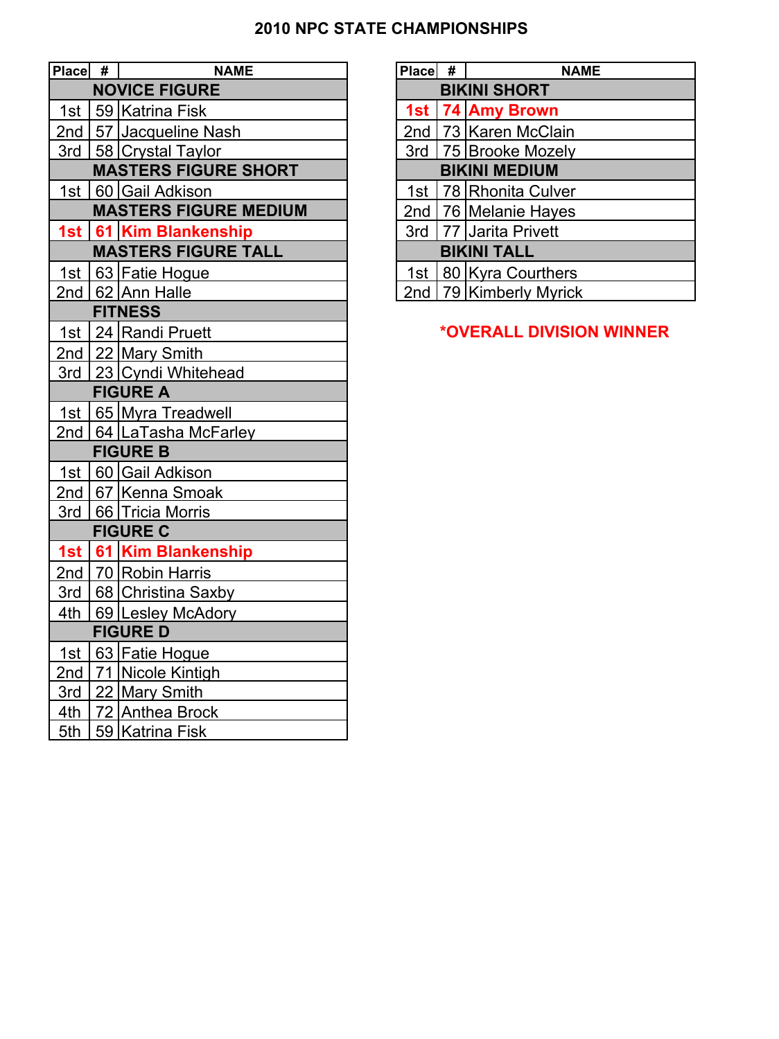# 2010 NPC STATE CHAMPIONSHIPS

| Place | # | NAME |
|---|---|---|
| **NOVICE FIGURE** | | |
| 1st | 59 | Katrina Fisk |
| 2nd | 57 | Jacqueline Nash |
| 3rd | 58 | Crystal Taylor |
| **MASTERS FIGURE SHORT** | | |
| 1st | 60 | Gail Adkison |
| **MASTERS FIGURE MEDIUM** | | |
| **1st** | **61** | **Kim Blankenship** |
| **MASTERS FIGURE TALL** | | |
| 1st | 63 | Fatie Hogue |
| 2nd | 62 | Ann Halle |
| **FITNESS** | | |
| 1st | 24 | Randi Pruett |
| 2nd | 22 | Mary Smith |
| 3rd | 23 | Cyndi Whitehead |
| **FIGURE A** | | |
| 1st | 65 | Myra Treadwell |
| 2nd | 64 | LaTasha McFarley |
| **FIGURE B** | | |
| 1st | 60 | Gail Adkison |
| 2nd | 67 | Kenna Smoak |
| 3rd | 66 | Tricia Morris |
| **FIGURE C** | | |
| **1st** | **61** | **Kim Blankenship** |
| 2nd | 70 | Robin Harris |
| 3rd | 68 | Christina Saxby |
| 4th | 69 | Lesley McAdory |
| **FIGURE D** | | |
| 1st | 63 | Fatie Hogue |
| 2nd | 71 | Nicole Kintigh |
| 3rd | 22 | Mary Smith |
| 4th | 72 | Anthea Brock |
| 5th | 59 | Katrina Fisk |

| Place | # | NAME |
|---|---|---|
| **BIKINI SHORT** | | |
| **1st** | **74** | **Amy Brown** |
| 2nd | 73 | Karen McClain |
| 3rd | 75 | Brooke Mozely |
| **BIKINI MEDIUM** | | |
| 1st | 78 | Rhonita Culver |
| 2nd | 76 | Melanie Hayes |
| 3rd | 77 | Jarita Privett |
| **BIKINI TALL** | | |
| 1st | 80 | Kyra Courthers |
| 2nd | 79 | Kimberly Myrick |

**\*OVERALL DIVISION WINNER**